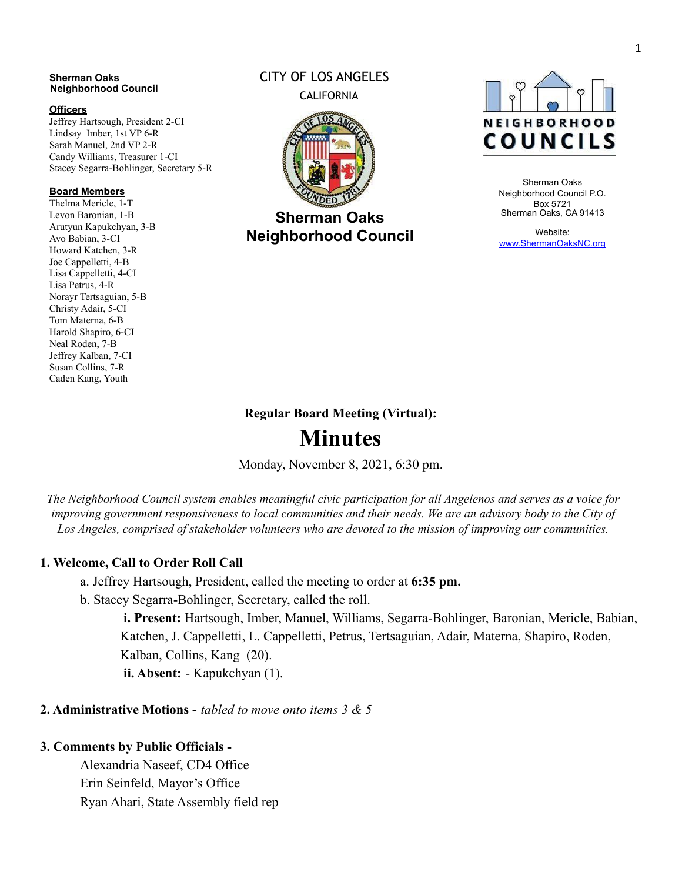**Sherman Oaks Neighborhood Council**

**Officers**

Jeffrey Hartsough, President 2-CI
Lindsay Imber, 1st VP 6-R
Sarah Manuel, 2nd VP 2-R
Candy Williams, Treasurer 1-CI
Stacey Segarra-Bohlinger, Secretary 5-R

**Board Members**

Thelma Mericle, 1-T
Levon Baronian, 1-B
Arutyun Kapukchyan, 3-B
Avo Babian, 3-CI
Howard Katchen, 3-R
Joe Cappelletti, 4-B
Lisa Cappelletti, 4-CI
Lisa Petrus, 4-R
Norayr Tertsaguian, 5-B
Christy Adair, 5-CI
Tom Materna, 6-B
Harold Shapiro, 6-CI
Neal Roden, 7-B
Jeffrey Kalban, 7-CI
Susan Collins, 7-R
Caden Kang, Youth

CITY OF LOS ANGELES
CALIFORNIA

**Sherman Oaks Neighborhood Council**

NEIGHBORHOOD COUNCILS

Sherman Oaks Neighborhood Council P.O. Box 5721
Sherman Oaks, CA 91413

Website:
www.ShermanOaksNC.org

**Regular Board Meeting (Virtual):**

# Minutes

Monday, November 8, 2021, 6:30 pm.

*The Neighborhood Council system enables meaningful civic participation for all Angelenos and serves as a voice for improving government responsiveness to local communities and their needs. We are an advisory body to the City of Los Angeles, comprised of stakeholder volunteers who are devoted to the mission of improving our communities.*

## 1. Welcome, Call to Order Roll Call

a. Jeffrey Hartsough, President, called the meeting to order at **6:35 pm.**

b. Stacey Segarra-Bohlinger, Secretary, called the roll.

**i. Present:** Hartsough, Imber, Manuel, Williams, Segarra-Bohlinger, Baronian, Mericle, Babian, Katchen, J. Cappelletti, L. Cappelletti, Petrus, Tertsaguian, Adair, Materna, Shapiro, Roden, Kalban, Collins, Kang (20).

**ii. Absent:** - Kapukchyan (1).

## 2. Administrative Motions - *tabled to move onto items 3 & 5*

## 3. Comments by Public Officials -

Alexandria Naseef, CD4 Office
Erin Seinfeld, Mayor's Office
Ryan Ahari, State Assembly field rep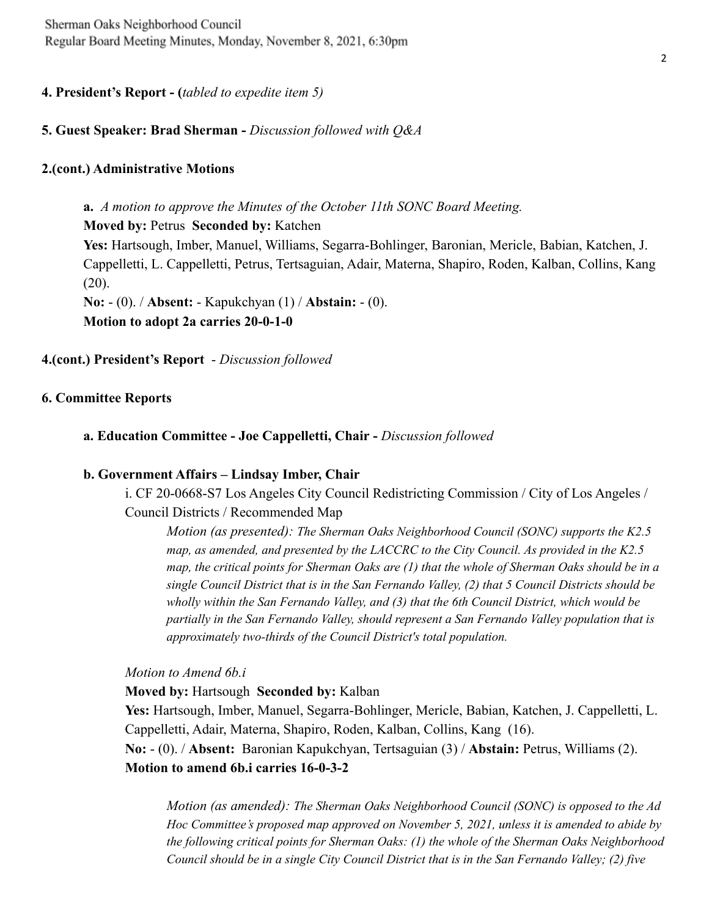**4. President's Report - (***tabled to expedite item 5)*

**5. Guest Speaker: Brad Sherman -** *Discussion followed with Q&A*

**2.(cont.) Administrative Motions**

**a.** *A motion to approve the Minutes of the October 11th SONC Board Meeting.*
**Moved by:** Petrus **Seconded by:** Katchen
**Yes:** Hartsough, Imber, Manuel, Williams, Segarra-Bohlinger, Baronian, Mericle, Babian, Katchen, J. Cappelletti, L. Cappelletti, Petrus, Tertsaguian, Adair, Materna, Shapiro, Roden, Kalban, Collins, Kang (20).
**No:** - (0). / **Absent:** - Kapukchyan (1) / **Abstain:** - (0).
**Motion to adopt 2a carries 20-0-1-0**

**4.(cont.) President's Report** - *Discussion followed*

**6. Committee Reports**

**a. Education Committee - Joe Cappelletti, Chair -** *Discussion followed*

**b. Government Affairs – Lindsay Imber, Chair**

i. CF 20-0668-S7 Los Angeles City Council Redistricting Commission / City of Los Angeles / Council Districts / Recommended Map

*Motion (as presented): The Sherman Oaks Neighborhood Council (SONC) supports the K2.5 map, as amended, and presented by the LACCRC to the City Council. As provided in the K2.5 map, the critical points for Sherman Oaks are (1) that the whole of Sherman Oaks should be in a single Council District that is in the San Fernando Valley, (2) that 5 Council Districts should be wholly within the San Fernando Valley, and (3) that the 6th Council District, which would be partially in the San Fernando Valley, should represent a San Fernando Valley population that is approximately two-thirds of the Council District's total population.*

*Motion to Amend 6b.i*
**Moved by:** Hartsough **Seconded by:** Kalban
**Yes:** Hartsough, Imber, Manuel, Segarra-Bohlinger, Mericle, Babian, Katchen, J. Cappelletti, L. Cappelletti, Adair, Materna, Shapiro, Roden, Kalban, Collins, Kang (16).
**No:** - (0). / **Absent:** Baronian Kapukchyan, Tertsaguian (3) / **Abstain:** Petrus, Williams (2).
**Motion to amend 6b.i carries 16-0-3-2**

*Motion (as amended): The Sherman Oaks Neighborhood Council (SONC) is opposed to the Ad Hoc Committee's proposed map approved on November 5, 2021, unless it is amended to abide by the following critical points for Sherman Oaks: (1) the whole of the Sherman Oaks Neighborhood Council should be in a single City Council District that is in the San Fernando Valley; (2) five*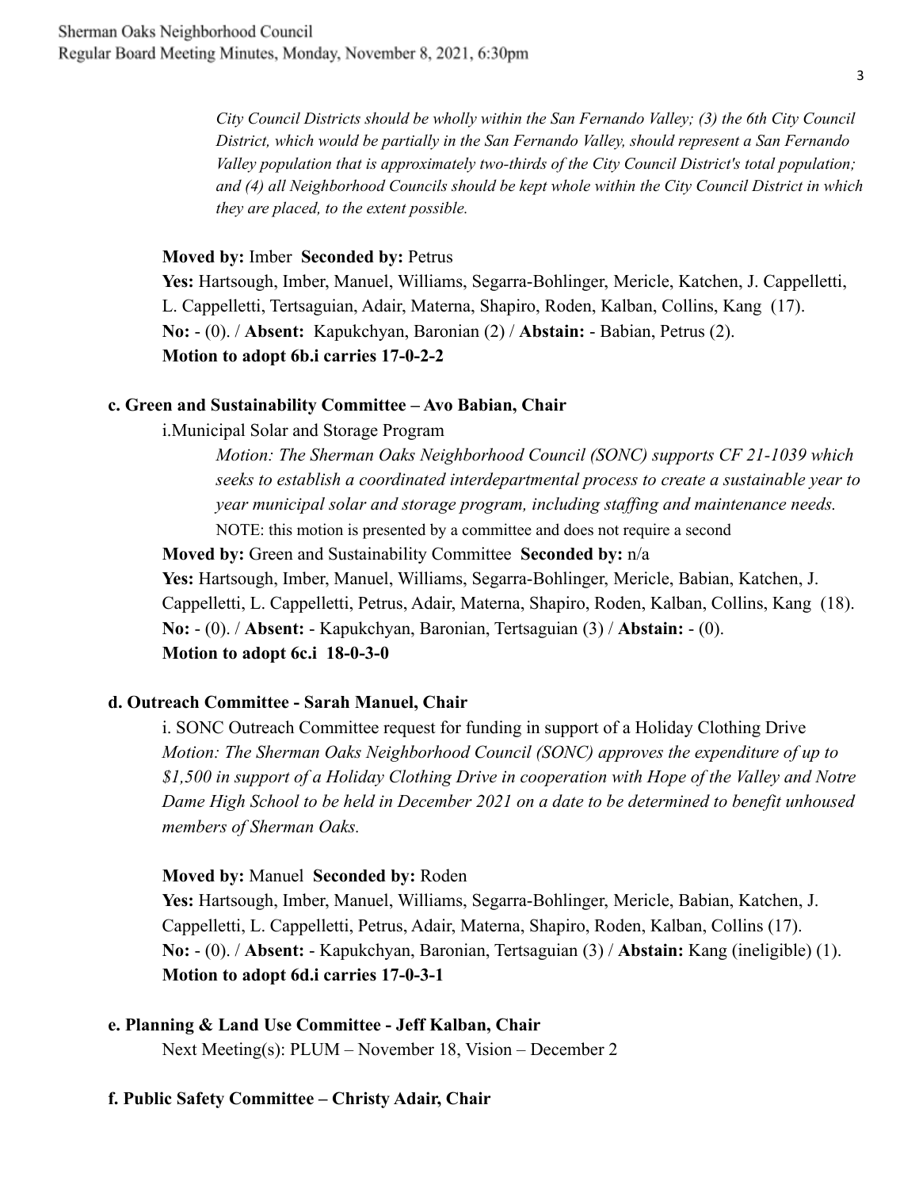*City Council Districts should be wholly within the San Fernando Valley; (3) the 6th City Council District, which would be partially in the San Fernando Valley, should represent a San Fernando Valley population that is approximately two-thirds of the City Council District's total population; and (4) all Neighborhood Councils should be kept whole within the City Council District in which they are placed, to the extent possible.*

**Moved by:** Imber **Seconded by:** Petrus
**Yes:** Hartsough, Imber, Manuel, Williams, Segarra-Bohlinger, Mericle, Katchen, J. Cappelletti, L. Cappelletti, Tertsaguian, Adair, Materna, Shapiro, Roden, Kalban, Collins, Kang (17).
**No:** - (0). / **Absent:** Kapukchyan, Baronian (2) / **Abstain:** - Babian, Petrus (2).
**Motion to adopt 6b.i carries 17-0-2-2**

**c. Green and Sustainability Committee – Avo Babian, Chair**

i.Municipal Solar and Storage Program

*Motion: The Sherman Oaks Neighborhood Council (SONC) supports CF 21-1039 which seeks to establish a coordinated interdepartmental process to create a sustainable year to year municipal solar and storage program, including staffing and maintenance needs.*
NOTE: this motion is presented by a committee and does not require a second

**Moved by:** Green and Sustainability Committee **Seconded by:** n/a
**Yes:** Hartsough, Imber, Manuel, Williams, Segarra-Bohlinger, Mericle, Babian, Katchen, J. Cappelletti, L. Cappelletti, Petrus, Adair, Materna, Shapiro, Roden, Kalban, Collins, Kang (18).
**No:** - (0). / **Absent:** - Kapukchyan, Baronian, Tertsaguian (3) / **Abstain:** - (0).
**Motion to adopt 6c.i 18-0-3-0**

**d. Outreach Committee - Sarah Manuel, Chair**

i. SONC Outreach Committee request for funding in support of a Holiday Clothing Drive
*Motion: The Sherman Oaks Neighborhood Council (SONC) approves the expenditure of up to $1,500 in support of a Holiday Clothing Drive in cooperation with Hope of the Valley and Notre Dame High School to be held in December 2021 on a date to be determined to benefit unhoused members of Sherman Oaks.*

**Moved by:** Manuel **Seconded by:** Roden
**Yes:** Hartsough, Imber, Manuel, Williams, Segarra-Bohlinger, Mericle, Babian, Katchen, J. Cappelletti, L. Cappelletti, Petrus, Adair, Materna, Shapiro, Roden, Kalban, Collins (17).
**No:** - (0). / **Absent:** - Kapukchyan, Baronian, Tertsaguian (3) / **Abstain:** Kang (ineligible) (1).
**Motion to adopt 6d.i carries 17-0-3-1**

**e. Planning & Land Use Committee - Jeff Kalban, Chair**

Next Meeting(s): PLUM – November 18, Vision – December 2

**f. Public Safety Committee – Christy Adair, Chair**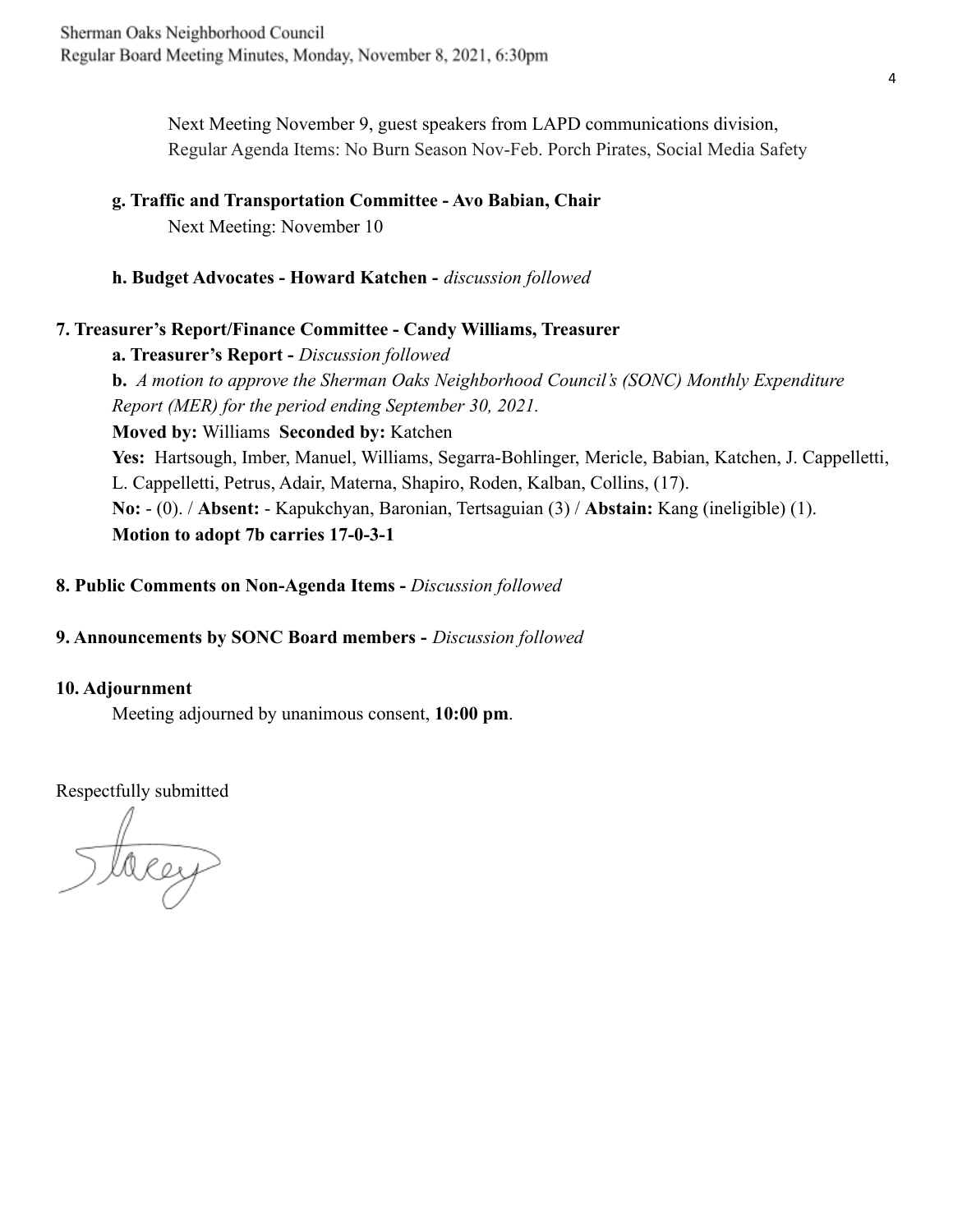Next Meeting November 9, guest speakers from LAPD communications division, Regular Agenda Items: No Burn Season Nov-Feb. Porch Pirates, Social Media Safety

**g. Traffic and Transportation Committee - Avo Babian, Chair**

Next Meeting: November 10

**h. Budget Advocates - Howard Katchen -** *discussion followed*

**7. Treasurer's Report/Finance Committee - Candy Williams, Treasurer**

**a. Treasurer's Report -** *Discussion followed*

**b.** *A motion to approve the Sherman Oaks Neighborhood Council's (SONC) Monthly Expenditure Report (MER) for the period ending September 30, 2021.*

**Moved by:** Williams **Seconded by:** Katchen

**Yes:** Hartsough, Imber, Manuel, Williams, Segarra-Bohlinger, Mericle, Babian, Katchen, J. Cappelletti, L. Cappelletti, Petrus, Adair, Materna, Shapiro, Roden, Kalban, Collins, (17).

**No:** - (0). / **Absent:** - Kapukchyan, Baronian, Tertsaguian (3) / **Abstain:** Kang (ineligible) (1).

**Motion to adopt 7b carries 17-0-3-1**

**8. Public Comments on Non-Agenda Items -** *Discussion followed*

**9. Announcements by SONC Board members -** *Discussion followed*

**10. Adjournment**

Meeting adjourned by unanimous consent, **10:00 pm**.

Respectfully submitted

Stacey